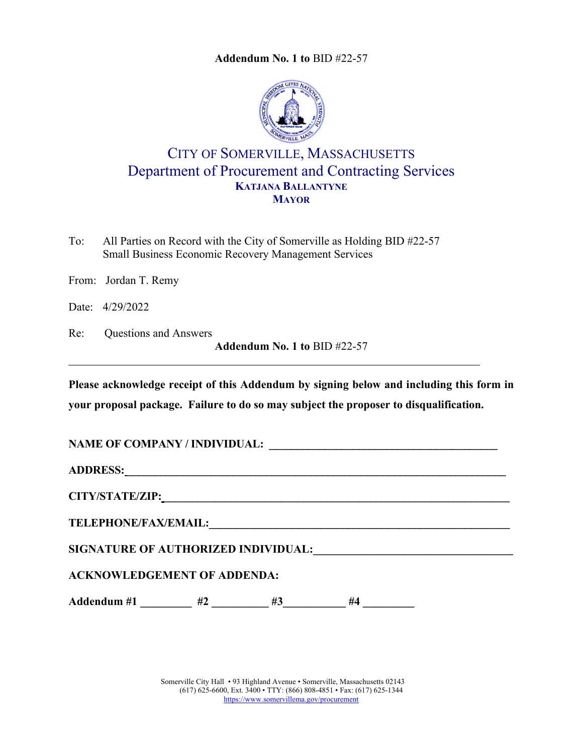**Addendum No. 1 to** BID #22-57

# CITY OF SOMERVILLE, MASSACHUSETTS

## Department of Procurement and Contracting Services

**KATJANA BALLANTYNE**
**MAYOR**

To: All Parties on Record with the City of Somerville as Holding BID #22-57 Small Business Economic Recovery Management Services

From: Jordan T. Remy

Date: 4/29/2022

Re: Questions and Answers

**Addendum No. 1 to** BID #22-57

---

**Please acknowledge receipt of this Addendum by signing below and including this form in your proposal package. Failure to do so may subject the proposer to disqualification.**

**NAME OF COMPANY / INDIVIDUAL:** ________________________________________

**ADDRESS:**________________________________________________________________

**CITY/STATE/ZIP:**___________________________________________________________

**TELEPHONE/FAX/EMAIL:**____________________________________________________

**SIGNATURE OF AUTHORIZED INDIVIDUAL:**___________________________________

**ACKNOWLEDGEMENT OF ADDENDA:**

**Addendum #1** _________ **#2** __________ **#3**___________ **#4** _________

Somerville City Hall • 93 Highland Avenue • Somerville, Massachusetts 02143
(617) 625-6600, Ext. 3400 • TTY: (866) 808-4851 • Fax: (617) 625-1344
https://www.somervillema.gov/procurement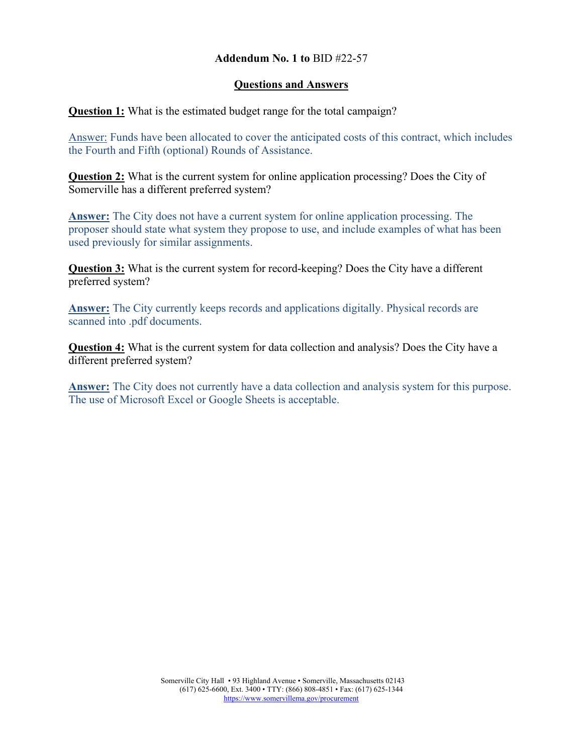**Addendum No. 1 to** BID #22-57

**Questions and Answers**

**Question 1:** What is the estimated budget range for the total campaign?

Answer: Funds have been allocated to cover the anticipated costs of this contract, which includes the Fourth and Fifth (optional) Rounds of Assistance.

**Question 2:** What is the current system for online application processing? Does the City of Somerville has a different preferred system?

**Answer:** The City does not have a current system for online application processing. The proposer should state what system they propose to use, and include examples of what has been used previously for similar assignments.

**Question 3:** What is the current system for record-keeping? Does the City have a different preferred system?

**Answer:** The City currently keeps records and applications digitally. Physical records are scanned into .pdf documents.

**Question 4:** What is the current system for data collection and analysis? Does the City have a different preferred system?

**Answer:** The City does not currently have a data collection and analysis system for this purpose. The use of Microsoft Excel or Google Sheets is acceptable.

Somerville City Hall • 93 Highland Avenue • Somerville, Massachusetts 02143
(617) 625-6600, Ext. 3400 • TTY: (866) 808-4851 • Fax: (617) 625-1344
https://www.somervillema.gov/procurement